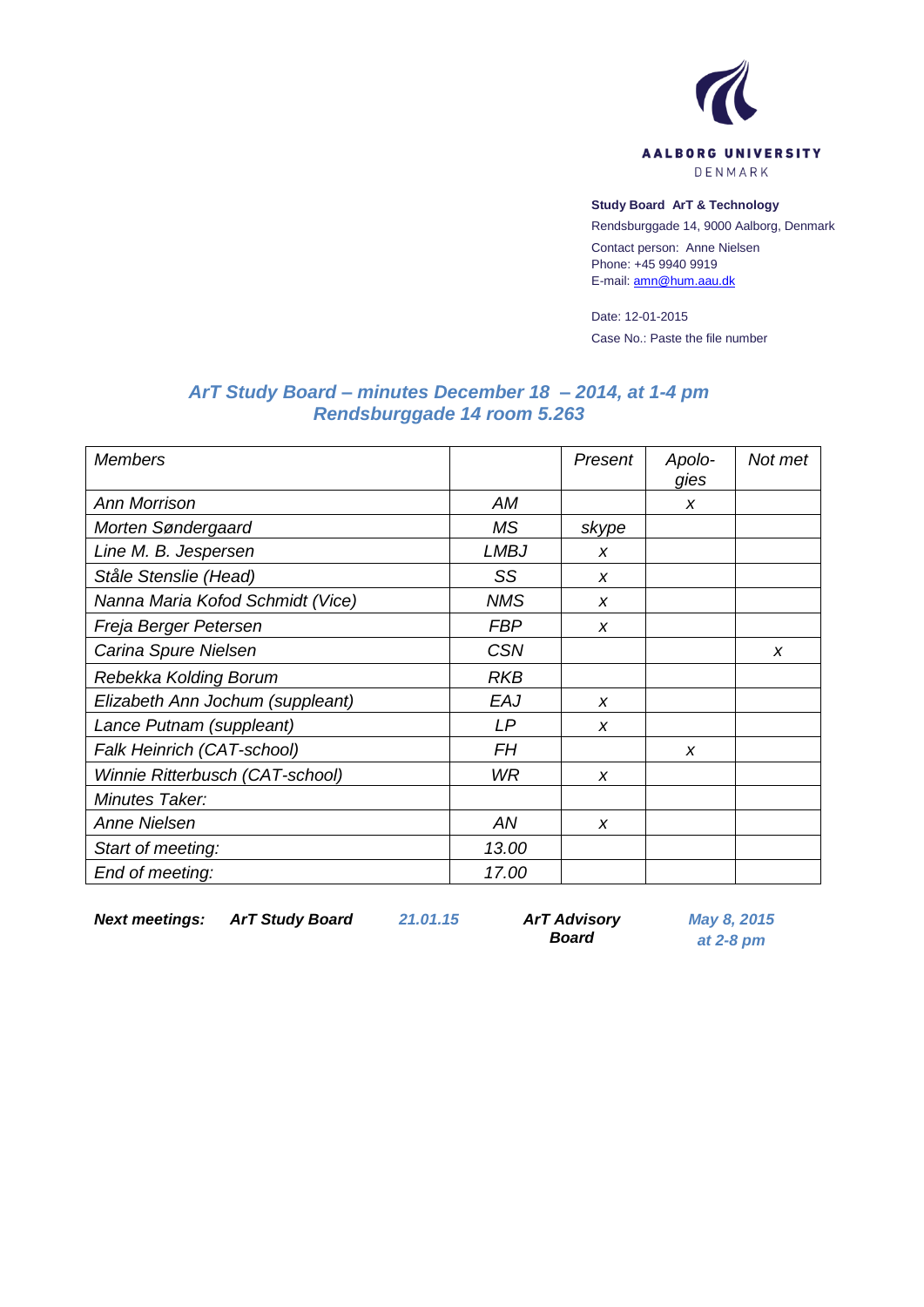AALBORG UNIVERSITY
DENMARK

**Study Board ArT & Technology**
Rendsburggade 14, 9000 Aalborg, Denmark

Contact person: Anne Nielsen
Phone: +45 9940 9919
E-mail: amn@hum.aau.dk

Date: 12-01-2015

Case No.: Paste the file number

## *ArT Study Board – minutes December 18 – 2014, at 1-4 pm Rendsburggade 14 room 5.263*

| *Members* | | *Present* | *Apolo-gies* | *Not met* |
|---|---|---|---|---|
| *Ann Morrison* | *AM* | | *x* | |
| *Morten Søndergaard* | *MS* | *skype* | | |
| *Line M. B. Jespersen* | *LMBJ* | *x* | | |
| *Ståle Stenslie (Head)* | *SS* | *x* | | |
| *Nanna Maria Kofod Schmidt (Vice)* | *NMS* | *x* | | |
| *Freja Berger Petersen* | *FBP* | *x* | | |
| *Carina Spure Nielsen* | *CSN* | | | *x* |
| *Rebekka Kolding Borum* | *RKB* | | | |
| *Elizabeth Ann Jochum (suppleant)* | *EAJ* | *x* | | |
| *Lance Putnam (suppleant)* | *LP* | *x* | | |
| *Falk Heinrich (CAT-school)* | *FH* | | *x* | |
| *Winnie Ritterbusch (CAT-school)* | *WR* | *x* | | |
| *Minutes Taker:* | | | | |
| *Anne Nielsen* | *AN* | *x* | | |
| *Start of meeting:* | *13.00* | | | |
| *End of meeting:* | *17.00* | | | |

| ***Next meetings:*** | ***ArT Study Board*** | ***21.01.15*** | ***ArT Advisory Board*** | ***May 8, 2015 at 2-8 pm*** |
|---|---|---|---|---|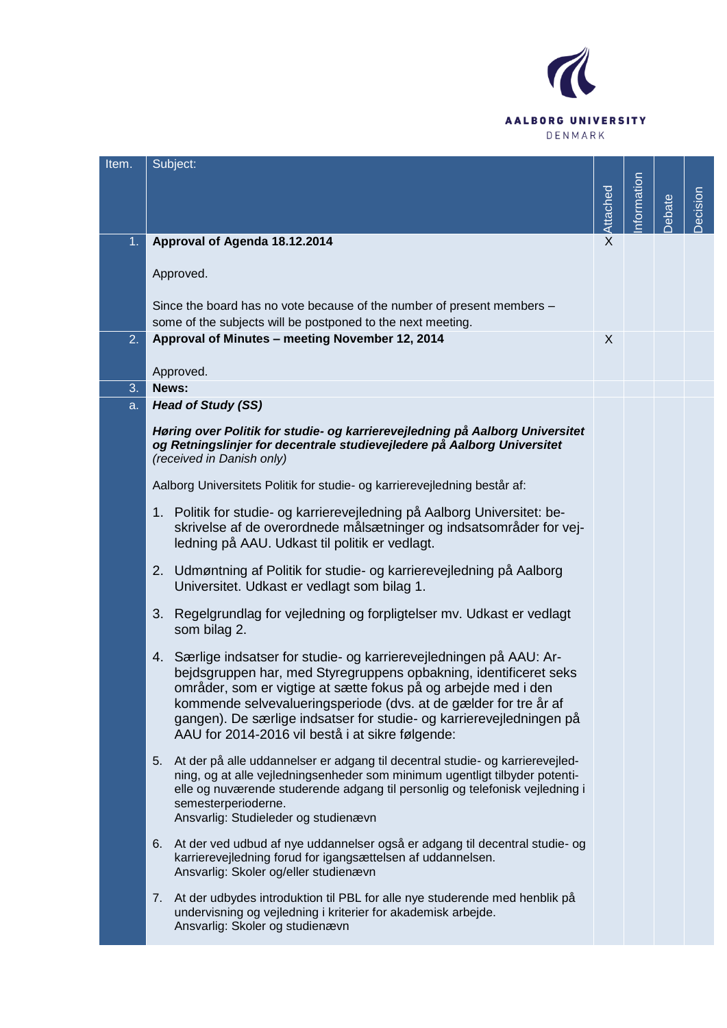| Item. | Subject: | Attached | Information | Debate | Decision |
|---|---|---|---|---|---|
| 1. | **Approval of Agenda 18.12.2014**<br><br>Approved.<br><br>Since the board has no vote because of the number of present members – some of the subjects will be postponed to the next meeting. | X | | | |
| 2. | **Approval of Minutes – meeting November 12, 2014**<br><br>Approved. | X | | | |
| 3. | **News:** | | | | |
| a. | ***Head of Study (SS)***<br><br>***Høring over Politik for studie- og karrierevejledning på Aalborg Universitet og Retningslinjer for decentrale studievejledere på Aalborg Universitet*** *(received in Danish only)*<br><br>Aalborg Universitets Politik for studie- og karrierevejledning består af:<br><br>1. Politik for studie- og karrierevejledning på Aalborg Universitet: beskrivelse af de overordnede målsætninger og indsatsområder for vejledning på AAU. Udkast til politik er vedlagt.<br><br>2. Udmøntning af Politik for studie- og karrierevejledning på Aalborg Universitet. Udkast er vedlagt som bilag 1.<br><br>3. Regelgrundlag for vejledning og forpligtelser mv. Udkast er vedlagt som bilag 2.<br><br>4. Særlige indsatser for studie- og karrierevejledningen på AAU: Arbejdsgruppen har, med Styregruppens opbakning, identificeret seks områder, som er vigtige at sætte fokus på og arbejde med i den kommende selvevalueringsperiode (dvs. at de gælder for tre år af gangen). De særlige indsatser for studie- og karrierevejledningen på AAU for 2014-2016 vil bestå i at sikre følgende:<br><br>5. At der på alle uddannelser er adgang til decentral studie- og karrierevejledning, og at alle vejledningsenheder som minimum ugentligt tilbyder potentielle og nuværende studerende adgang til personlig og telefonisk vejledning i semesterperioderne.<br>Ansvarlig: Studieleder og studienævn<br><br>6. At der ved udbud af nye uddannelser også er adgang til decentral studie- og karrierevejledning forud for igangsættelsen af uddannelsen.<br>Ansvarlig: Skoler og/eller studienævn<br><br>7. At der udbydes introduktion til PBL for alle nye studerende med henblik på undervisning og vejledning i kriterier for akademisk arbejde.<br>Ansvarlig: Skoler og studienævn | | | | |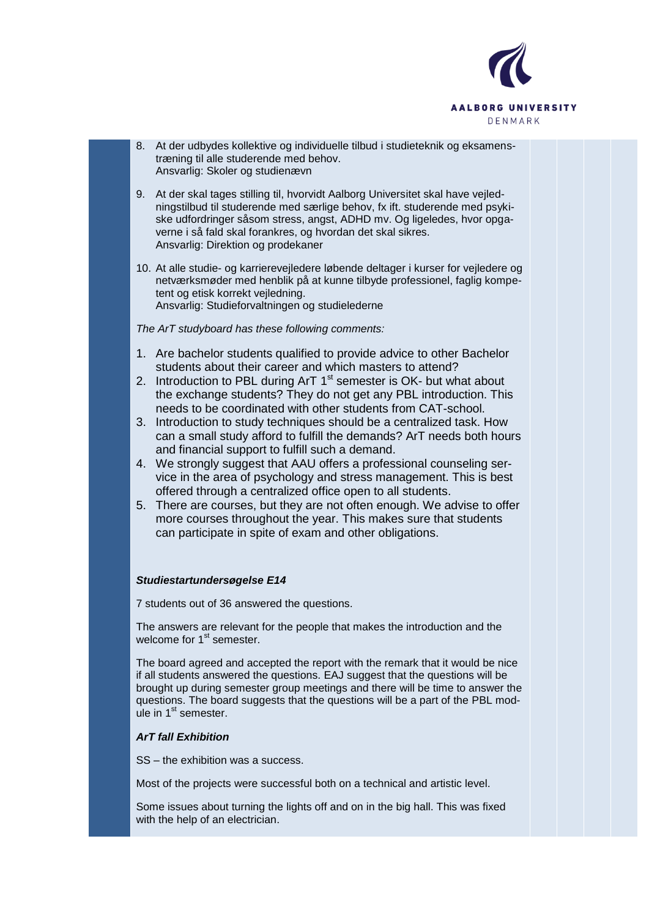8. At der udbydes kollektive og individuelle tilbud i studieteknik og eksamenstræning til alle studerende med behov.
   Ansvarlig: Skoler og studienævn

9. At der skal tages stilling til, hvorvidt Aalborg Universitet skal have vejledningstilbud til studerende med særlige behov, fx ift. studerende med psykiske udfordringer såsom stress, angst, ADHD mv. Og ligeledes, hvor opgaverne i så fald skal forankres, og hvordan det skal sikres.
   Ansvarlig: Direktion og prodekaner

10. At alle studie- og karrierevejledere løbende deltager i kurser for vejledere og netværksmøder med henblik på at kunne tilbyde professionel, fagligt kompetent og etisk korrekt vejledning.
    Ansvarlig: Studieforvaltningen og studielederne

*The ArT studyboard has these following comments:*

1. Are bachelor students qualified to provide advice to other Bachelor students about their career and which masters to attend?
2. Introduction to PBL during ArT 1st semester is OK- but what about the exchange students? They do not get any PBL introduction. This needs to be coordinated with other students from CAT-school.
3. Introduction to study techniques should be a centralized task. How can a small study afford to fulfill the demands? ArT needs both hours and financial support to fulfill such a demand.
4. We strongly suggest that AAU offers a professional counseling service in the area of psychology and stress management. This is best offered through a centralized office open to all students.
5. There are courses, but they are not often enough. We advise to offer more courses throughout the year. This makes sure that students can participate in spite of exam and other obligations.

***Studiestartundersøgelse E14***

7 students out of 36 answered the questions.

The answers are relevant for the people that makes the introduction and the welcome for 1st semester.

The board agreed and accepted the report with the remark that it would be nice if all students answered the questions. EAJ suggest that the questions will be brought up during semester group meetings and there will be time to answer the questions. The board suggests that the questions will be a part of the PBL module in 1st semester.

***ArT fall Exhibition***

SS – the exhibition was a success.

Most of the projects were successful both on a technical and artistic level.

Some issues about turning the lights off and on in the big hall. This was fixed with the help of an electrician.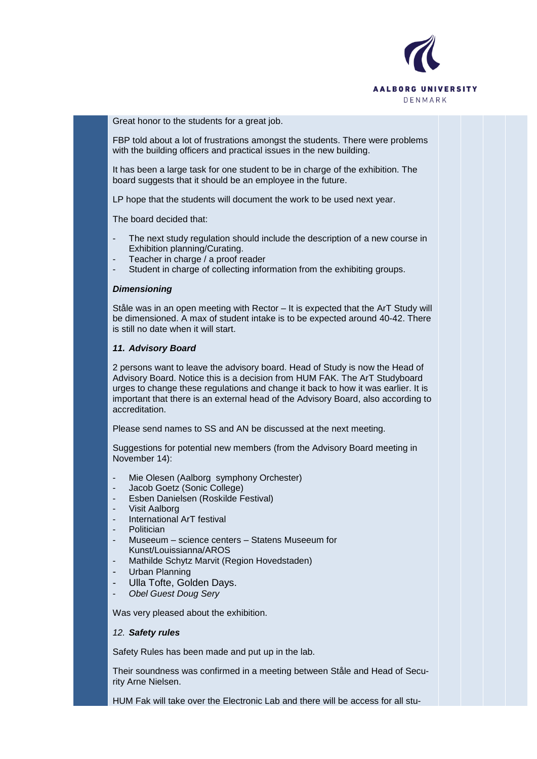Great honor to the students for a great job.

FBP told about a lot of frustrations amongst the students. There were problems with the building officers and practical issues in the new building.

It has been a large task for one student to be in charge of the exhibition. The board suggests that it should be an employee in the future.

LP hope that the students will document the work to be used next year.

The board decided that:

- The next study regulation should include the description of a new course in Exhibition planning/Curating.
- Teacher in charge / a proof reader
- Student in charge of collecting information from the exhibiting groups.

***Dimensioning***

Ståle was in an open meeting with Rector – It is expected that the ArT Study will be dimensioned. A max of student intake is to be expected around 40-42. There is still no date when it will start.

***11. Advisory Board***

2 persons want to leave the advisory board. Head of Study is now the Head of Advisory Board. Notice this is a decision from HUM FAK. The ArT Studyboard urges to change these regulations and change it back to how it was earlier. It is important that there is an external head of the Advisory Board, also according to accreditation.

Please send names to SS and AN be discussed at the next meeting.

Suggestions for potential new members (from the Advisory Board meeting in November 14):

- Mie Olesen (Aalborg symphony Orchester)
- Jacob Goetz (Sonic College)
- Esben Danielsen (Roskilde Festival)
- Visit Aalborg
- International ArT festival
- Politician
- Museeum – science centers – Statens Museeum for Kunst/Louissianna/AROS
- Mathilde Schytz Marvit (Region Hovedstaden)
- Urban Planning
- Ulla Tofte, Golden Days.
- *Obel Guest Doug Sery*

Was very pleased about the exhibition.

*12.* ***Safety rules***

Safety Rules has been made and put up in the lab.

Their soundness was confirmed in a meeting between Ståle and Head of Security Arne Nielsen.

HUM Fak will take over the Electronic Lab and there will be access for all stu-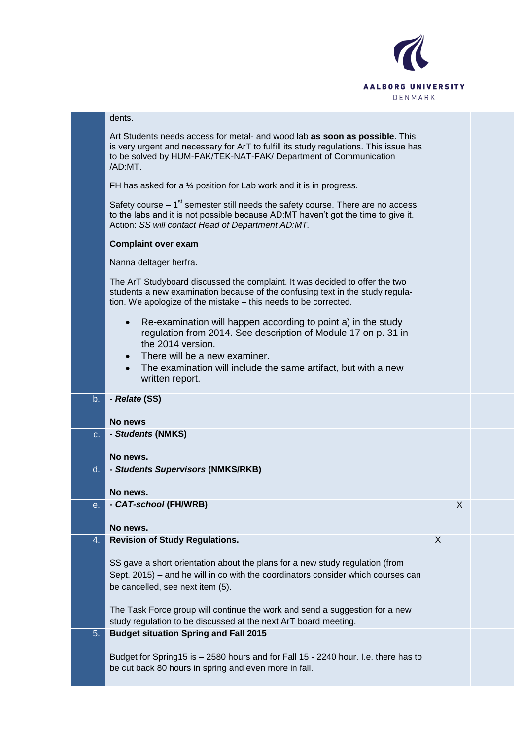| | | | | | |
|---|---|---|---|---|---|
| | dents.<br><br>Art Students needs access for metal- and wood lab **as soon as possible**. This is very urgent and necessary for ArT to fulfill its study regulations. This issue has to be solved by HUM-FAK/TEK-NAT-FAK/ Department of Communication /AD:MT.<br><br>FH has asked for a ¼ position for Lab work and it is in progress.<br><br>Safety course – 1st semester still needs the safety course. There are no access to the labs and it is not possible because AD:MT haven't got the time to give it. Action: *SS will contact Head of Department AD:MT.*<br><br>**Complaint over exam**<br><br>Nanna deltager herfra.<br><br>The ArT Studyboard discussed the complaint. It was decided to offer the two students a new examination because of the confusing text in the study regulation. We apologize of the mistake – this needs to be corrected.<br><br>• Re-examination will happen according to point a) in the study regulation from 2014. See description of Module 17 on p. 31 in the 2014 version.<br>• There will be a new examiner.<br>• The examination will include the same artifact, but with a new written report. | | | | |
| b. | ***- Relate* (SS)**<br><br>**No news** | | | | |
| c. | ***- Students* (NMKS)**<br><br>**No news.** | | | | |
| d. | ***- Students Supervisors* (NMKS/RKB)**<br><br>**No news.** | | | | |
| e. | ***- CAT-school* (FH/WRB)**<br><br>**No news.** | | X | | |
| 4. | **Revision of Study Regulations.**<br><br>SS gave a short orientation about the plans for a new study regulation (from Sept. 2015) – and he will in co with the coordinators consider which courses can be cancelled, see next item (5).<br><br>The Task Force group will continue the work and send a suggestion for a new study regulation to be discussed at the next ArT board meeting. | X | | | |
| 5. | **Budget situation Spring and Fall 2015**<br><br>Budget for Spring15 is – 2580 hours and for Fall 15 - 2240 hour. I.e. there has to be cut back 80 hours in spring and even more in fall. | | | | |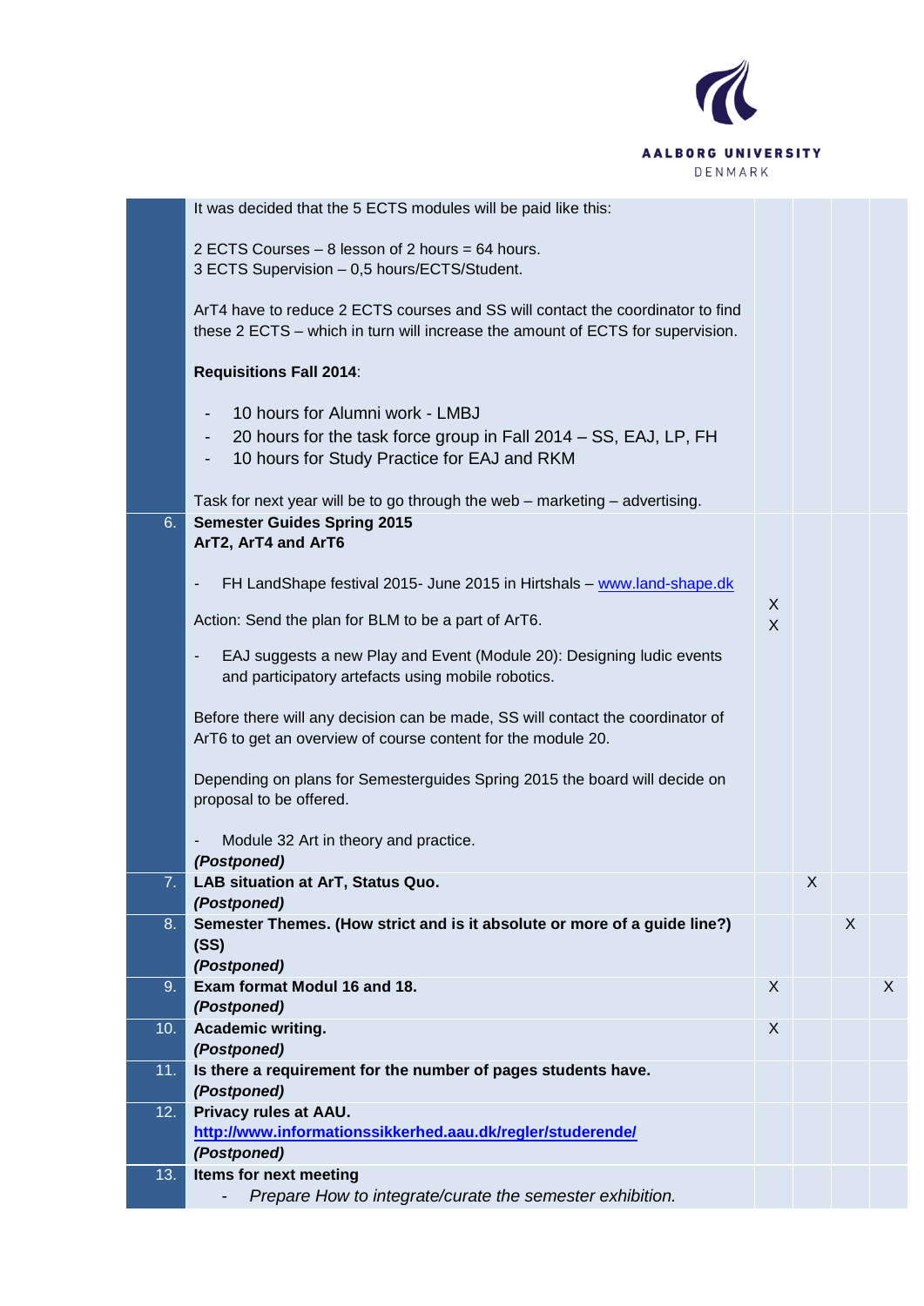| | | | | | |
|---|---|---|---|---|---|
| | It was decided that the 5 ECTS modules will be paid like this:<br><br>2 ECTS Courses – 8 lesson of 2 hours = 64 hours.<br>3 ECTS Supervision – 0,5 hours/ECTS/Student.<br><br>ArT4 have to reduce 2 ECTS courses and SS will contact the coordinator to find these 2 ECTS – which in turn will increase the amount of ECTS for supervision.<br><br>**Requisitions Fall 2014**:<br><br>- 10 hours for Alumni work - LMBJ<br>- 20 hours for the task force group in Fall 2014 – SS, EAJ, LP, FH<br>- 10 hours for Study Practice for EAJ and RKM<br><br>Task for next year will be to go through the web – marketing – advertising. | | | | |
| 6. | **Semester Guides Spring 2015**<br>**ArT2, ArT4 and ArT6**<br><br>- FH LandShape festival 2015- June 2015 in Hirtshals – [www.land-shape.dk](www.land-shape.dk)<br><br>Action: Send the plan for BLM to be a part of ArT6.<br><br>- EAJ suggests a new Play and Event (Module 20): Designing ludic events and participatory artefacts using mobile robotics.<br><br>Before there will any decision can be made, SS will contact the coordinator of ArT6 to get an overview of course content for the module 20.<br><br>Depending on plans for Semesterguides Spring 2015 the board will decide on proposal to be offered.<br><br>- Module 32 Art in theory and practice.<br>***(Postponed)*** | X<br>X | | | |
| 7. | **LAB situation at ArT, Status Quo.**<br>***(Postponed)*** | | X | | |
| 8. | **Semester Themes. (How strict and is it absolute or more of a guide line?) (SS)**<br>***(Postponed)*** | | | X | |
| 9. | **Exam format Modul 16 and 18.**<br>***(Postponed)*** | X | | | X |
| 10. | **Academic writing.**<br>***(Postponed)*** | X | | | |
| 11. | **Is there a requirement for the number of pages students have.**<br>***(Postponed)*** | | | | |
| 12. | **Privacy rules at AAU.**<br>**[http://www.informationssikkerhed.aau.dk/regler/studerende/](http://www.informationssikkerhed.aau.dk/regler/studerende/)**<br>***(Postponed)*** | | | | |
| 13. | **Items for next meeting**<br>- *Prepare How to integrate/curate the semester exhibition.* | | | | |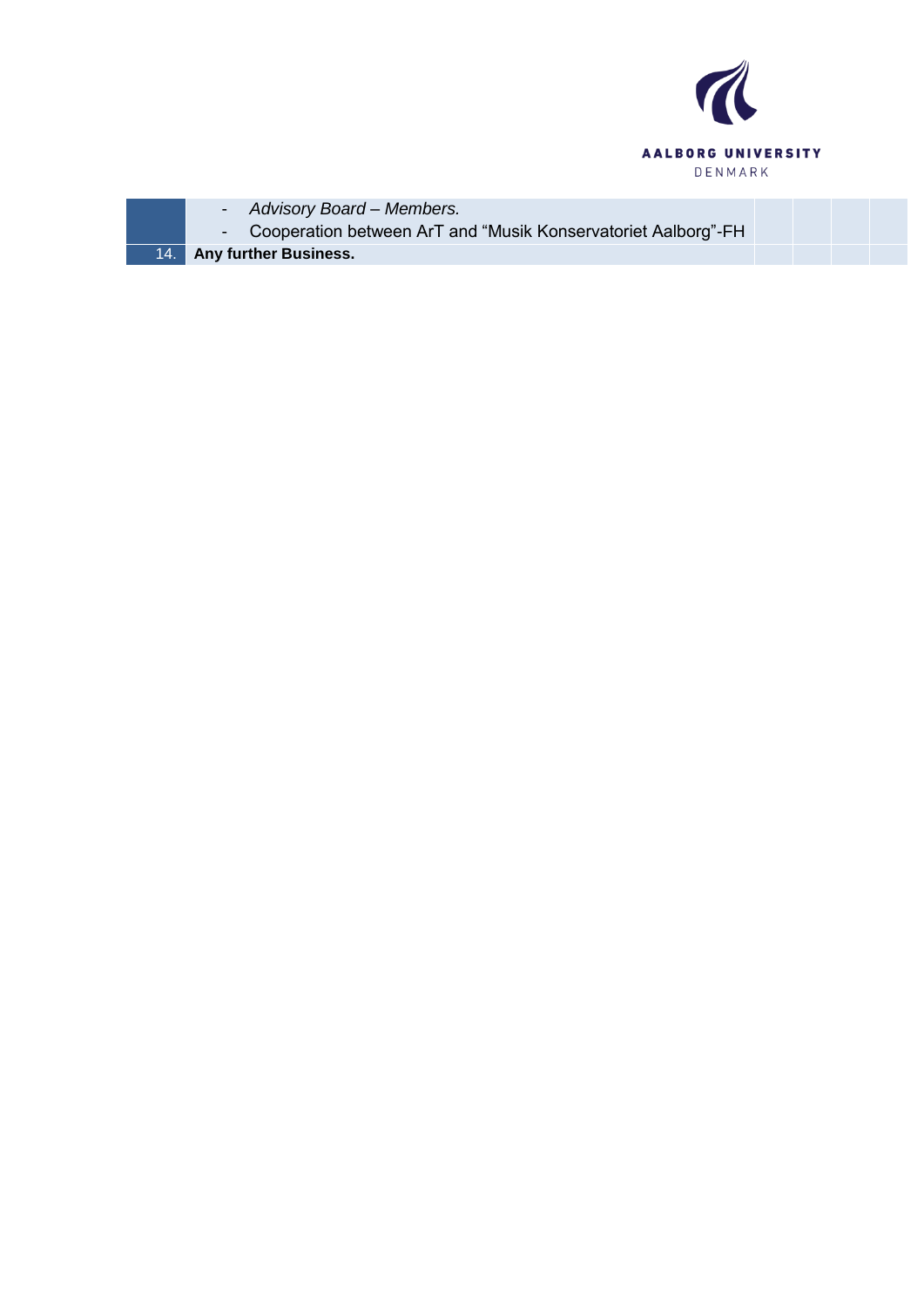| | | | | | |
|---|---|---|---|---|---|
| | - *Advisory Board – Members.*<br>- Cooperation between ArT and “Musik Konservatoriet Aalborg”-FH | | | | |
| 14. | **Any further Business.** | | | | |